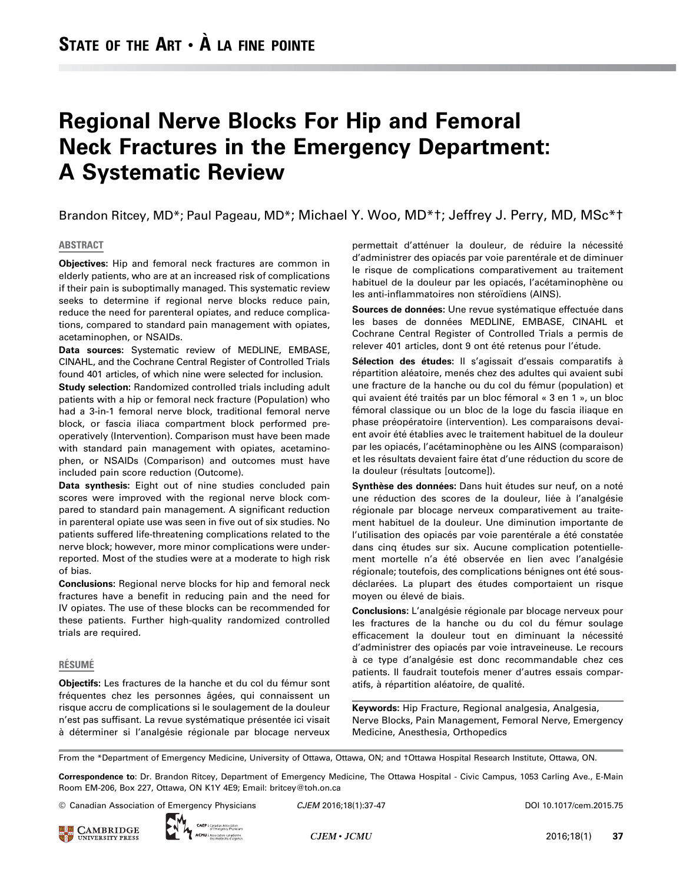STATE OF THE ART • À LA FINE POINTE

# Regional Nerve Blocks For Hip and Femoral Neck Fractures in the Emergency Department: A Systematic Review

Brandon Ritcey, MD*; Paul Pageau, MD*; Michael Y. Woo, MD*†; Jeffrey J. Perry, MD, MSc*†

## ABSTRACT

**Objectives:** Hip and femoral neck fractures are common in elderly patients, who are at an increased risk of complications if their pain is suboptimally managed. This systematic review seeks to determine if regional nerve blocks reduce pain, reduce the need for parenteral opiates, and reduce complications, compared to standard pain management with opiates, acetaminophen, or NSAIDs.

**Data sources:** Systematic review of MEDLINE, EMBASE, CINAHL, and the Cochrane Central Register of Controlled Trials found 401 articles, of which nine were selected for inclusion.

**Study selection:** Randomized controlled trials including adult patients with a hip or femoral neck fracture (Population) who had a 3-in-1 femoral nerve block, traditional femoral nerve block, or fascia iliaca compartment block performed preoperatively (Intervention). Comparison must have been made with standard pain management with opiates, acetaminophen, or NSAIDs (Comparison) and outcomes must have included pain score reduction (Outcome).

**Data synthesis:** Eight out of nine studies concluded pain scores were improved with the regional nerve block compared to standard pain management. A significant reduction in parenteral opiate use was seen in five out of six studies. No patients suffered life-threatening complications related to the nerve block; however, more minor complications were underreported. Most of the studies were at a moderate to high risk of bias.

**Conclusions:** Regional nerve blocks for hip and femoral neck fractures have a benefit in reducing pain and the need for IV opiates. The use of these blocks can be recommended for these patients. Further high-quality randomized controlled trials are required.

## RÉSUMÉ

**Objectifs:** Les fractures de la hanche et du col du fémur sont fréquentes chez les personnes âgées, qui connaissent un risque accru de complications si le soulagement de la douleur n'est pas suffisant. La revue systématique présentée ici visait à déterminer si l'analgésie régionale par blocage nerveux permettait d'atténuer la douleur, de réduire la nécessité d'administrer des opiacés par voie parentérale et de diminuer le risque de complications comparativement au traitement habituel de la douleur par les opiacés, l'acétaminophène ou les anti-inflammatoires non stéroïdiens (AINS).

**Sources de données:** Une revue systématique effectuée dans les bases de données MEDLINE, EMBASE, CINAHL et Cochrane Central Register of Controlled Trials a permis de relever 401 articles, dont 9 ont été retenus pour l'étude.

**Sélection des études:** Il s'agissait d'essais comparatifs à répartition aléatoire, menés chez des adultes qui avaient subi une fracture de la hanche ou du col du fémur (population) et qui avaient été traités par un bloc fémoral « 3 en 1 », un bloc fémoral classique ou un bloc de la loge du fascia iliaque en phase préopératoire (intervention). Les comparaisons devaient avoir été établies avec le traitement habituel de la douleur par les opiacés, l'acétaminophène ou les AINS (comparaison) et les résultats devaient faire état d'une réduction du score de la douleur (résultats [outcome]).

**Synthèse des données:** Dans huit études sur neuf, on a noté une réduction des scores de la douleur, liée à l'analgésie régionale par blocage nerveux comparativement au traitement habituel de la douleur. Une diminution importante de l'utilisation des opiacés par voie parentérale a été constatée dans cinq études sur six. Aucune complication potentiellement mortelle n'a été observée en lien avec l'analgésie régionale; toutefois, des complications bénignes ont été sous-déclarées. La plupart des études comportaient un risque moyen ou élevé de biais.

**Conclusions:** L'analgésie régionale par blocage nerveux pour les fractures de la hanche ou du col du fémur soulage efficacement la douleur tout en diminuant la nécessité d'administrer des opiacés par voie intraveineuse. Le recours à ce type d'analgésie est donc recommandable chez ces patients. Il faudrait toutefois mener d'autres essais comparatifs, à répartition aléatoire, de qualité.

**Keywords:** Hip Fracture, Regional analgesia, Analgesia, Nerve Blocks, Pain Management, Femoral Nerve, Emergency Medicine, Anesthesia, Orthopedics

From the *Department of Emergency Medicine, University of Ottawa, Ottawa, ON; and †Ottawa Hospital Research Institute, Ottawa, ON.

**Correspondence to**: Dr. Brandon Ritcey, Department of Emergency Medicine, The Ottawa Hospital - Civic Campus, 1053 Carling Ave., E-Main Room EM-206, Box 227, Ottawa, ON K1Y 4E9; Email: britcey@toh.on.ca

© Canadian Association of Emergency Physicians CJEM 2016;18(1):37-47 DOI 10.1017/cem.2015.75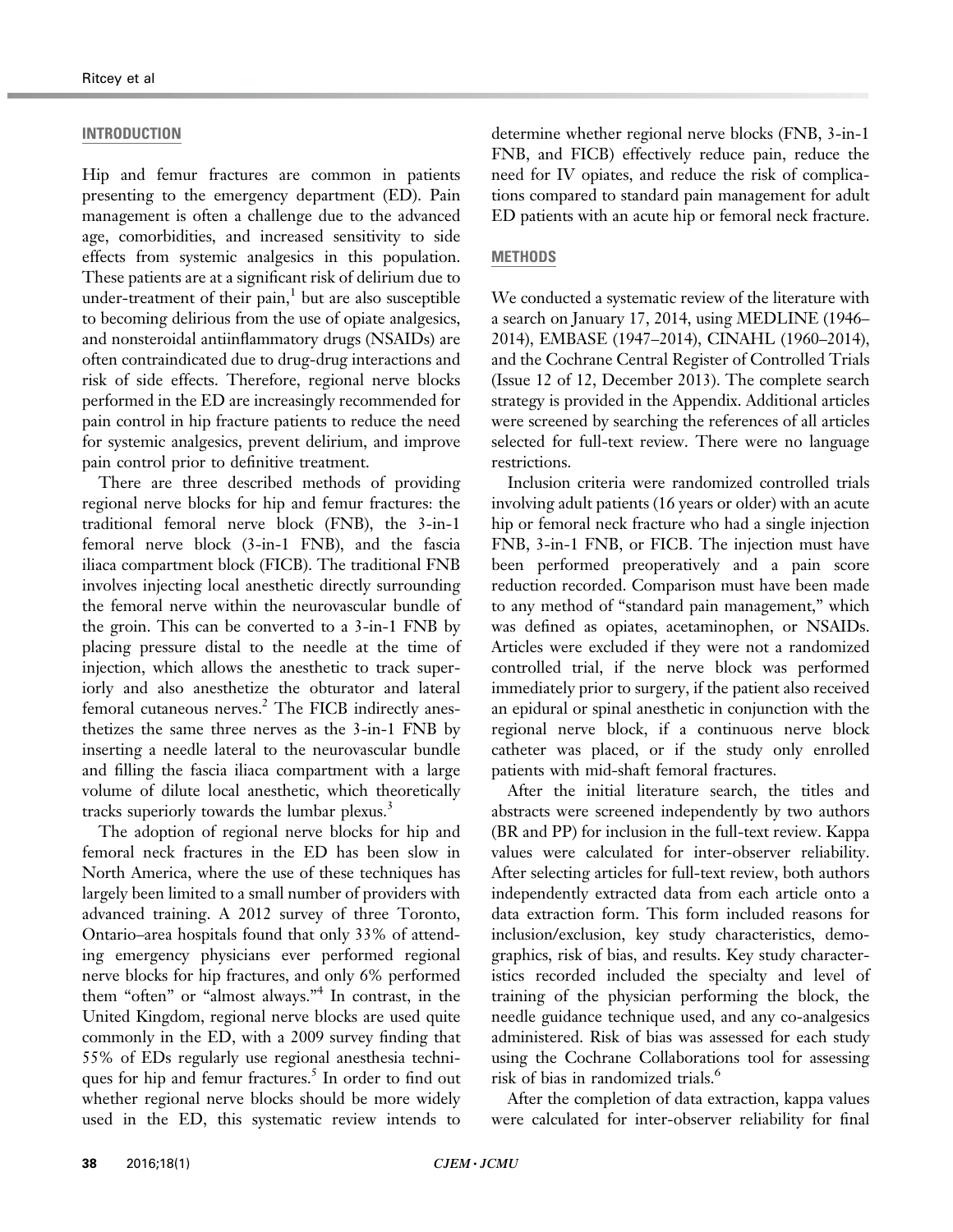## INTRODUCTION

Hip and femur fractures are common in patients presenting to the emergency department (ED). Pain management is often a challenge due to the advanced age, comorbidities, and increased sensitivity to side effects from systemic analgesics in this population. These patients are at a significant risk of delirium due to under-treatment of their pain,[1] but are also susceptible to becoming delirious from the use of opiate analgesics, and nonsteroidal antiinflammatory drugs (NSAIDs) are often contraindicated due to drug-drug interactions and risk of side effects. Therefore, regional nerve blocks performed in the ED are increasingly recommended for pain control in hip fracture patients to reduce the need for systemic analgesics, prevent delirium, and improve pain control prior to definitive treatment.

There are three described methods of providing regional nerve blocks for hip and femur fractures: the traditional femoral nerve block (FNB), the 3-in-1 femoral nerve block (3-in-1 FNB), and the fascia iliaca compartment block (FICB). The traditional FNB involves injecting local anesthetic directly surrounding the femoral nerve within the neurovascular bundle of the groin. This can be converted to a 3-in-1 FNB by placing pressure distal to the needle at the time of injection, which allows the anesthetic to track superiorly and also anesthetize the obturator and lateral femoral cutaneous nerves.[2] The FICB indirectly anesthetizes the same three nerves as the 3-in-1 FNB by inserting a needle lateral to the neurovascular bundle and filling the fascia iliaca compartment with a large volume of dilute local anesthetic, which theoretically tracks superiorly towards the lumbar plexus.[3]

The adoption of regional nerve blocks for hip and femoral neck fractures in the ED has been slow in North America, where the use of these techniques has largely been limited to a small number of providers with advanced training. A 2012 survey of three Toronto, Ontario–area hospitals found that only 33% of attending emergency physicians ever performed regional nerve blocks for hip fractures, and only 6% performed them "often" or "almost always."[4] In contrast, in the United Kingdom, regional nerve blocks are used quite commonly in the ED, with a 2009 survey finding that 55% of EDs regularly use regional anesthesia techniques for hip and femur fractures.[5] In order to find out whether regional nerve blocks should be more widely used in the ED, this systematic review intends to determine whether regional nerve blocks (FNB, 3-in-1 FNB, and FICB) effectively reduce pain, reduce the need for IV opiates, and reduce the risk of complications compared to standard pain management for adult ED patients with an acute hip or femoral neck fracture.

## METHODS

We conducted a systematic review of the literature with a search on January 17, 2014, using MEDLINE (1946–2014), EMBASE (1947–2014), CINAHL (1960–2014), and the Cochrane Central Register of Controlled Trials (Issue 12 of 12, December 2013). The complete search strategy is provided in the Appendix. Additional articles were screened by searching the references of all articles selected for full-text review. There were no language restrictions.

Inclusion criteria were randomized controlled trials involving adult patients (16 years or older) with an acute hip or femoral neck fracture who had a single injection FNB, 3-in-1 FNB, or FICB. The injection must have been performed preoperatively and a pain score reduction recorded. Comparison must have been made to any method of "standard pain management," which was defined as opiates, acetaminophen, or NSAIDs. Articles were excluded if they were not a randomized controlled trial, if the nerve block was performed immediately prior to surgery, if the patient also received an epidural or spinal anesthetic in conjunction with the regional nerve block, if a continuous nerve block catheter was placed, or if the study only enrolled patients with mid-shaft femoral fractures.

After the initial literature search, the titles and abstracts were screened independently by two authors (BR and PP) for inclusion in the full-text review. Kappa values were calculated for inter-observer reliability. After selecting articles for full-text review, both authors independently extracted data from each article onto a data extraction form. This form included reasons for inclusion/exclusion, key study characteristics, demographics, risk of bias, and results. Key study characteristics recorded included the specialty and level of training of the physician performing the block, the needle guidance technique used, and any co-analgesics administered. Risk of bias was assessed for each study using the Cochrane Collaborations tool for assessing risk of bias in randomized trials.[6]

After the completion of data extraction, kappa values were calculated for inter-observer reliability for final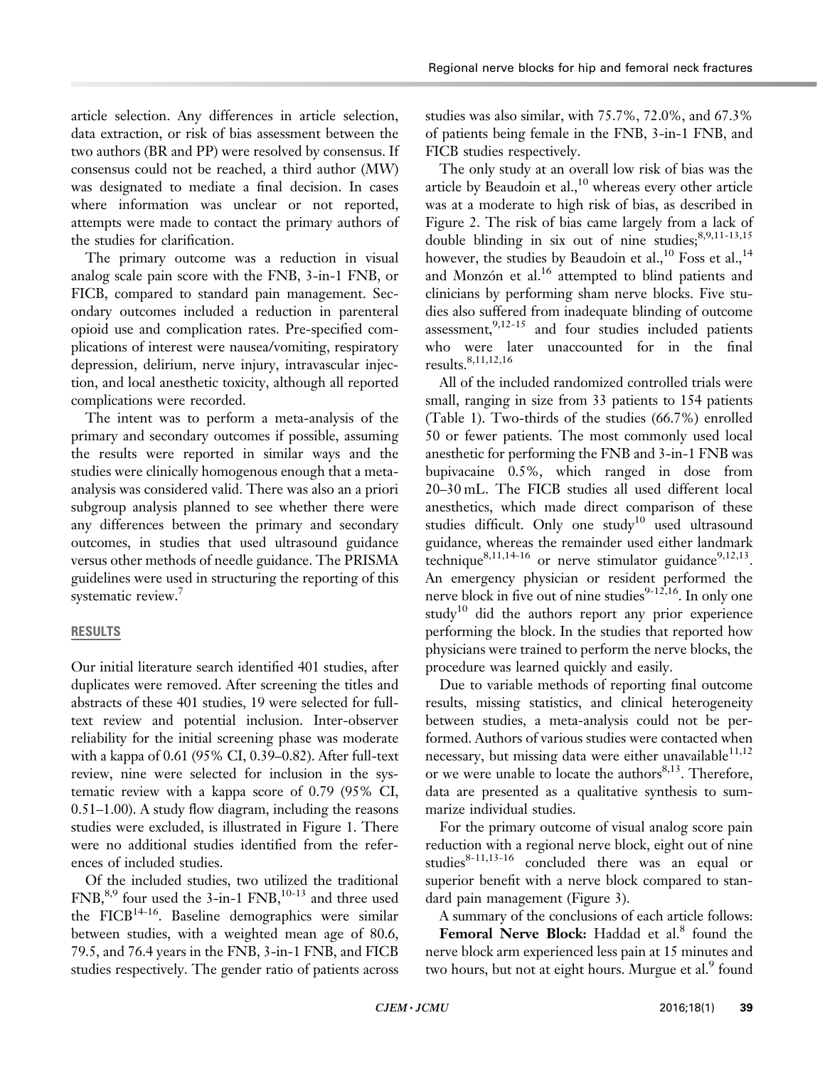article selection. Any differences in article selection, data extraction, or risk of bias assessment between the two authors (BR and PP) were resolved by consensus. If consensus could not be reached, a third author (MW) was designated to mediate a final decision. In cases where information was unclear or not reported, attempts were made to contact the primary authors of the studies for clarification.

The primary outcome was a reduction in visual analog scale pain score with the FNB, 3-in-1 FNB, or FICB, compared to standard pain management. Secondary outcomes included a reduction in parenteral opioid use and complication rates. Pre-specified complications of interest were nausea/vomiting, respiratory depression, delirium, nerve injury, intravascular injection, and local anesthetic toxicity, although all reported complications were recorded.

The intent was to perform a meta-analysis of the primary and secondary outcomes if possible, assuming the results were reported in similar ways and the studies were clinically homogenous enough that a meta-analysis was considered valid. There was also an a priori subgroup analysis planned to see whether there were any differences between the primary and secondary outcomes, in studies that used ultrasound guidance versus other methods of needle guidance. The PRISMA guidelines were used in structuring the reporting of this systematic review.[7]

## RESULTS

Our initial literature search identified 401 studies, after duplicates were removed. After screening the titles and abstracts of these 401 studies, 19 were selected for full-text review and potential inclusion. Inter-observer reliability for the initial screening phase was moderate with a kappa of 0.61 (95% CI, 0.39–0.82). After full-text review, nine were selected for inclusion in the systematic review with a kappa score of 0.79 (95% CI, 0.51–1.00). A study flow diagram, including the reasons studies were excluded, is illustrated in Figure 1. There were no additional studies identified from the references of included studies.

Of the included studies, two utilized the traditional FNB,[8,9] four used the 3-in-1 FNB,[10-13] and three used the FICB[14-16]. Baseline demographics were similar between studies, with a weighted mean age of 80.6, 79.5, and 76.4 years in the FNB, 3-in-1 FNB, and FICB studies respectively. The gender ratio of patients across studies was also similar, with 75.7%, 72.0%, and 67.3% of patients being female in the FNB, 3-in-1 FNB, and FICB studies respectively.

The only study at an overall low risk of bias was the article by Beaudoin et al.,[10] whereas every other article was at a moderate to high risk of bias, as described in Figure 2. The risk of bias came largely from a lack of double blinding in six out of nine studies;[8,9,11-13,15] however, the studies by Beaudoin et al.,[10] Foss et al.,[14] and Monzón et al.[16] attempted to blind patients and clinicians by performing sham nerve blocks. Five studies also suffered from inadequate blinding of outcome assessment,[9,12-15] and four studies included patients who were later unaccounted for in the final results.[8,11,12,16]

All of the included randomized controlled trials were small, ranging in size from 33 patients to 154 patients (Table 1). Two-thirds of the studies (66.7%) enrolled 50 or fewer patients. The most commonly used local anesthetic for performing the FNB and 3-in-1 FNB was bupivacaine 0.5%, which ranged in dose from 20–30 mL. The FICB studies all used different local anesthetics, which made direct comparison of these studies difficult. Only one study[10] used ultrasound guidance, whereas the remainder used either landmark technique[8,11,14-16] or nerve stimulator guidance[9,12,13]. An emergency physician or resident performed the nerve block in five out of nine studies[9-12,16]. In only one study[10] did the authors report any prior experience performing the block. In the studies that reported how physicians were trained to perform the nerve blocks, the procedure was learned quickly and easily.

Due to variable methods of reporting final outcome results, missing statistics, and clinical heterogeneity between studies, a meta-analysis could not be performed. Authors of various studies were contacted when necessary, but missing data were either unavailable[11,12] or we were unable to locate the authors[8,13]. Therefore, data are presented as a qualitative synthesis to summarize individual studies.

For the primary outcome of visual analog score pain reduction with a regional nerve block, eight out of nine studies[8-11,13-16] concluded there was an equal or superior benefit with a nerve block compared to standard pain management (Figure 3).

A summary of the conclusions of each article follows:

**Femoral Nerve Block:** Haddad et al.[8] found the nerve block arm experienced less pain at 15 minutes and two hours, but not at eight hours. Murgue et al.[9] found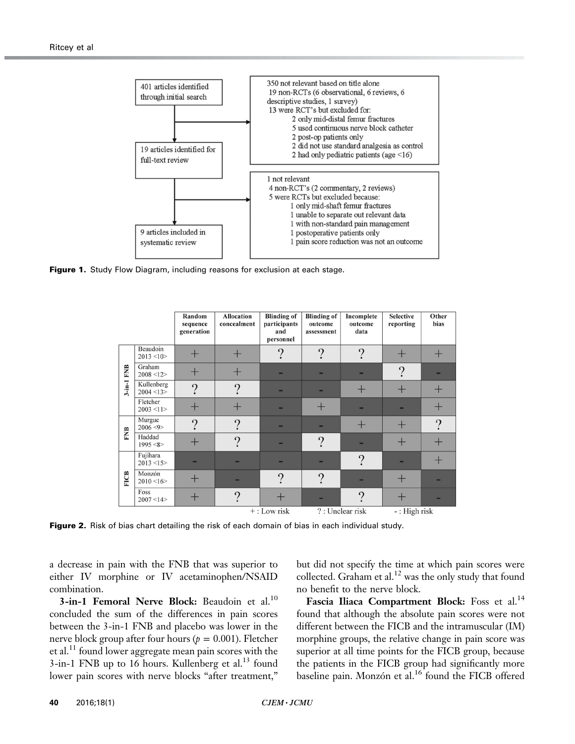| 401 articles identified through initial search | → | 350 not relevant based on title alone<br>19 non-RCTs (6 observational, 6 reviews, 6 descriptive studies, 1 survey)<br>13 were RCT's but excluded for:<br>2 only mid-distal femur fractures<br>5 used continuous nerve block catheter<br>2 post-op patients only<br>2 did not use standard analgesia as control<br>2 had only pediatric patients (age <16) |
|---|---|---|
| 19 articles identified for full-text review | → | 1 not relevant<br>4 non-RCT's (2 commentary, 2 reviews)<br>5 were RCTs but excluded because:<br>1 only mid-shaft femur fractures<br>1 unable to separate out relevant data<br>1 with non-standard pain management<br>1 postoperative patients only<br>1 pain score reduction was not an outcome |
| 9 articles included in systematic review | | |

**Figure 1.** Study Flow Diagram, including reasons for exclusion at each stage.

| | | Random sequence generation | Allocation concealment | Blinding of participants and personnel | Blinding of outcome assessment | Incomplete outcome data | Selective reporting | Other bias |
|---|---|---|---|---|---|---|---|---|
| 3-in-1 FNB | Beaudoin 2013 <10> | + | + | ? | ? | ? | + | + |
| | Graham 2008 <12> | + | + | - | - | - | ? | - |
| | Kullenberg 2004 <13> | ? | ? | - | - | + | + | + |
| | Fletcher 2003 <11> | + | + | - | + | - | - | + |
| FNB | Murgue 2006 <9> | ? | ? | - | - | + | + | ? |
| | Haddad 1995 <8> | + | ? | - | ? | - | + | + |
| FICB | Fujihara 2013 <15> | - | - | - | - | ? | - | + |
| | Monzón 2010 <16> | + | - | ? | ? | - | + | - |
| | Foss 2007 <14> | + | ? | + | - | ? | + | - |

+ : Low risk ? : Unclear risk - : High risk

**Figure 2.** Risk of bias chart detailing the risk of each domain of bias in each individual study.

a decrease in pain with the FNB that was superior to either IV morphine or IV acetaminophen/NSAID combination.

**3-in-1 Femoral Nerve Block:** Beaudoin et al.[10] concluded the sum of the differences in pain scores between the 3-in-1 FNB and placebo was lower in the nerve block group after four hours ($p = 0.001$). Fletcher et al.[11] found lower aggregate mean pain scores with the 3-in-1 FNB up to 16 hours. Kullenberg et al.[13] found lower pain scores with nerve blocks "after treatment," but did not specify the time at which pain scores were collected. Graham et al.[12] was the only study that found no benefit to the nerve block.

**Fascia Iliaca Compartment Block:** Foss et al.[14] found that although the absolute pain scores were not different between the FICB and the intramuscular (IM) morphine groups, the relative change in pain score was superior at all time points for the FICB group, because the patients in the FICB group had significantly more baseline pain. Monzón et al.[16] found the FICB offered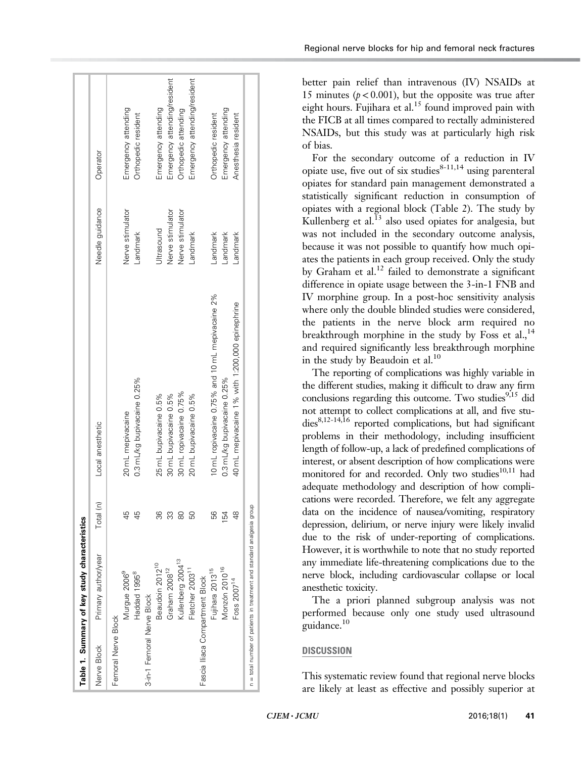**Table 1. Summary of key study characteristics**

| Nerve Block | Primary author/year | Total (n) | Local anesthetic | Needle guidance | Operator |
|---|---|---|---|---|---|
| Femoral Nerve Block | | | | | |
| | Murgue 2006[9] | 45 | 20 mL mepivacaine | Nerve stimulator | Emergency attending |
| | Haddad 1995[8] | 45 | 0.3 mL/kg bupivacaine 0.25% | Landmark | Orthopedic resident |
| 3-in-1 Femoral Nerve Block | | | | | |
| | Beaudoin 2012[10] | 36 | 25 mL bupivacaine 0.5% | Ultrasound | Emergency attending |
| | Graham 2008[12] | 33 | 30 mL bupivacaine 0.5% | Nerve stimulator | Emergency attending/resident |
| | Kullenberg 2004[13] | 80 | 30 mL ropivacaine 0.75% | Nerve stimulator | Orthopedic attending |
| | Fletcher 2003[11] | 50 | 20 mL bupivacaine 0.5% | Landmark | Emergency attending/resident |
| Fascia Iliaca Compartment Block | | | | | |
| | Fujihara 2013[15] | 56 | 10 mL ropivacaine 0.75% and 10 mL mepivacaine 2% | Landmark | Orthopedic resident |
| | Monzón 2010[16] | 154 | 0.3 mL/kg bupivacaine 0.25% | Landmark | Emergency attending |
| | Foss 2007[14] | 48 | 40 mL mepivacaine 1% with 1:200,000 epinephrine | Landmark | Anesthesia resident |

n = total number of patients in treatment and standard analgesia group

better pain relief than intravenous (IV) NSAIDs at 15 minutes ($p < 0.001$), but the opposite was true after eight hours. Fujihara et al.[15] found improved pain with the FICB at all times compared to rectally administered NSAIDs, but this study was at particularly high risk of bias.

For the secondary outcome of a reduction in IV opiate use, five out of six studies[8-11,14] using parenteral opiates for standard pain management demonstrated a statistically significant reduction in consumption of opiates with a regional block (Table 2). The study by Kullenberg et al.[13] also used opiates for analgesia, but was not included in the secondary outcome analysis, because it was not possible to quantify how much opiates the patients in each group received. Only the study by Graham et al.[12] failed to demonstrate a significant difference in opiate usage between the 3-in-1 FNB and IV morphine group. In a post-hoc sensitivity analysis where only the double blinded studies were considered, the patients in the nerve block arm required no breakthrough morphine in the study by Foss et al.,[14] and required significantly less breakthrough morphine in the study by Beaudoin et al.[10]

The reporting of complications was highly variable in the different studies, making it difficult to draw any firm conclusions regarding this outcome. Two studies[9,15] did not attempt to collect complications at all, and five studies[8,12-14,16] reported complications, but had significant problems in their methodology, including insufficient length of follow-up, a lack of predefined complications of interest, or absent description of how complications were monitored for and recorded. Only two studies[10,11] had adequate methodology and description of how complications were recorded. Therefore, we felt any aggregate data on the incidence of nausea/vomiting, respiratory depression, delirium, or nerve injury were likely invalid due to the risk of under-reporting of complications. However, it is worthwhile to note that no study reported any immediate life-threatening complications due to the nerve block, including cardiovascular collapse or local anesthetic toxicity.

The a priori planned subgroup analysis was not performed because only one study used ultrasound guidance.[10]

## DISCUSSION

This systematic review found that regional nerve blocks are likely at least as effective and possibly superior at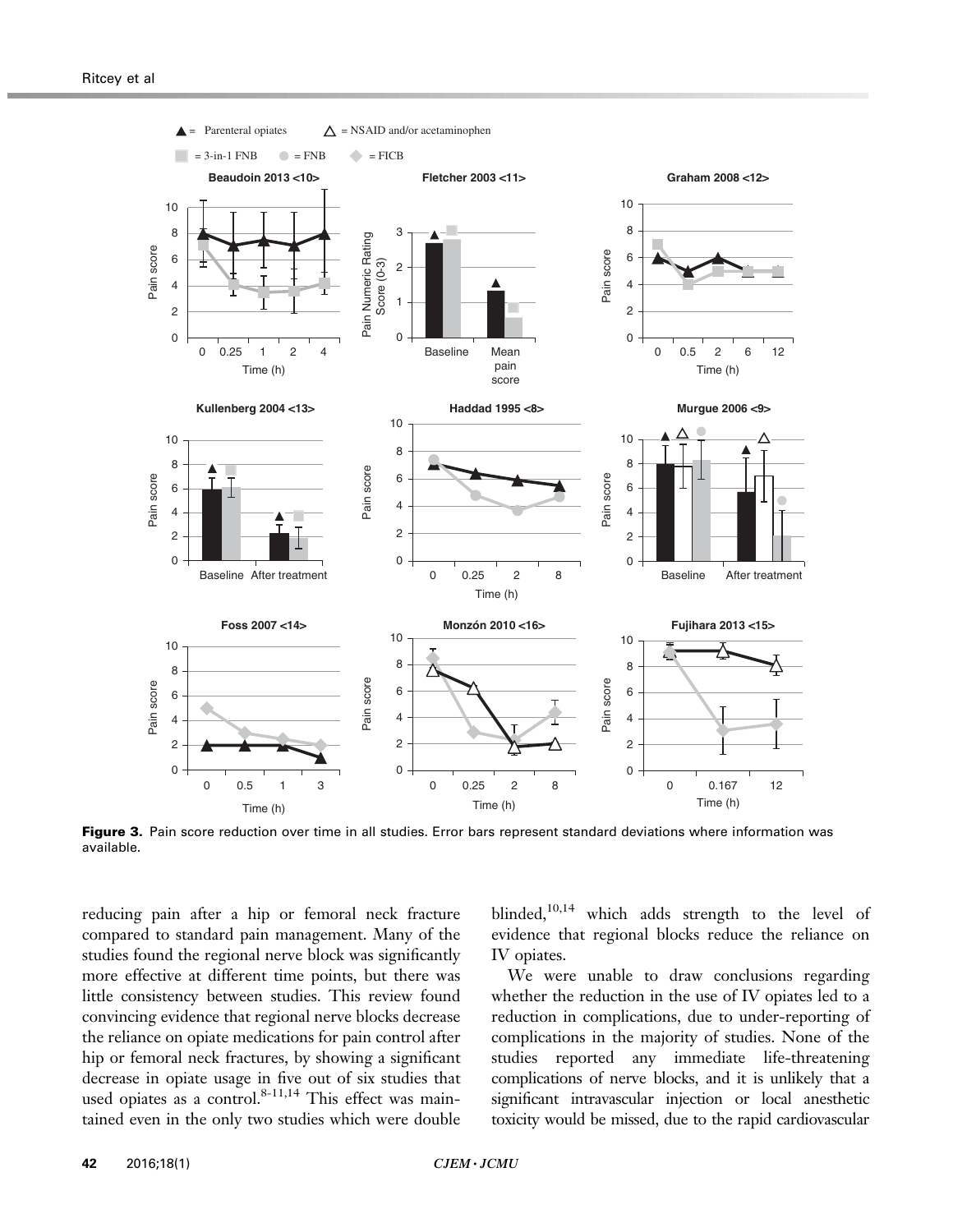Figure 3. Pain score reduction over time in all studies. Error bars represent standard deviations where information was available.

reducing pain after a hip or femoral neck fracture compared to standard pain management. Many of the studies found the regional nerve block was significantly more effective at different time points, but there was little consistency between studies. This review found convincing evidence that regional nerve blocks decrease the reliance on opiate medications for pain control after hip or femoral neck fractures, by showing a significant decrease in opiate usage in five out of six studies that used opiates as a control.[8-11,14] This effect was maintained even in the only two studies which were double blinded,[10,14] which adds strength to the level of evidence that regional blocks reduce the reliance on IV opiates.

We were unable to draw conclusions regarding whether the reduction in the use of IV opiates led to a reduction in complications, due to under-reporting of complications in the majority of studies. None of the studies reported any immediate life-threatening complications of nerve blocks, and it is unlikely that a significant intravascular injection or local anesthetic toxicity would be missed, due to the rapid cardiovascular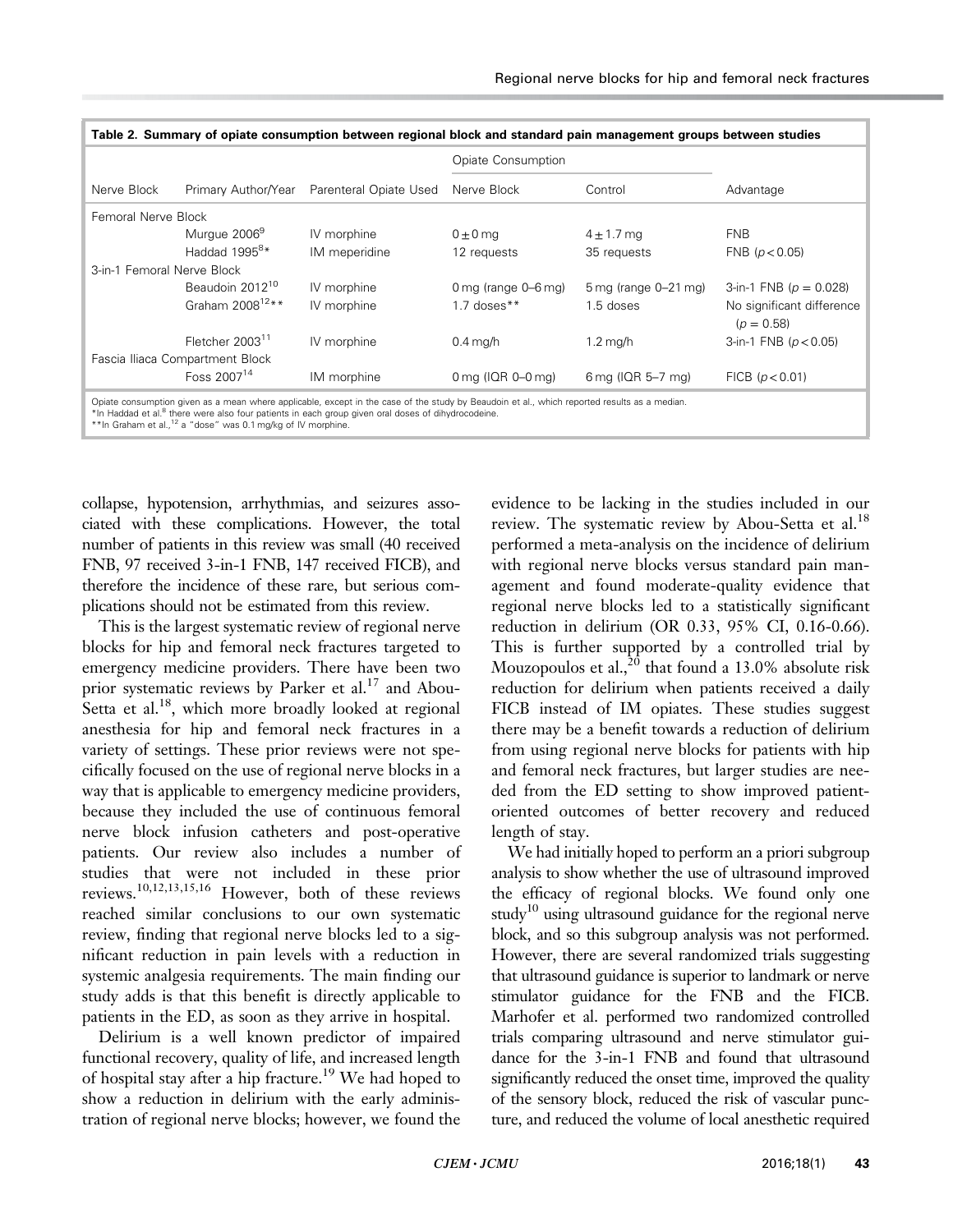**Table 2. Summary of opiate consumption between regional block and standard pain management groups between studies**

| Nerve Block | Primary Author/Year | Parenteral Opiate Used | Opiate Consumption | | Advantage |
|---|---|---|---|---|---|
| | | | Nerve Block | Control | |
| Femoral Nerve Block | | | | | |
| | Murgue 2006[9] | IV morphine | 0 ± 0 mg | 4 ± 1.7 mg | FNB |
| | Haddad 1995[8]* | IM meperidine | 12 requests | 35 requests | FNB ($p < 0.05$) |
| 3-in-1 Femoral Nerve Block | | | | | |
| | Beaudoin 2012[10] | IV morphine | 0 mg (range 0–6 mg) | 5 mg (range 0–21 mg) | 3-in-1 FNB ($p = 0.028$) |
| | Graham 2008[12]** | IV morphine | 1.7 doses** | 1.5 doses | No significant difference ($p = 0.58$) |
| | Fletcher 2003[11] | IV morphine | 0.4 mg/h | 1.2 mg/h | 3-in-1 FNB ($p < 0.05$) |
| Fascia Iliaca Compartment Block | | | | | |
| | Foss 2007[14] | IM morphine | 0 mg (IQR 0–0 mg) | 6 mg (IQR 5–7 mg) | FICB ($p < 0.01$) |

Opiate consumption given as a mean where applicable, except in the case of the study by Beaudoin et al., which reported results as a median.
*In Haddad et al.[8] there were also four patients in each group given oral doses of dihydrocodeine.
**In Graham et al.,[12] a "dose" was 0.1 mg/kg of IV morphine.

collapse, hypotension, arrhythmias, and seizures associated with these complications. However, the total number of patients in this review was small (40 received FNB, 97 received 3-in-1 FNB, 147 received FICB), and therefore the incidence of these rare, but serious complications should not be estimated from this review.

This is the largest systematic review of regional nerve blocks for hip and femoral neck fractures targeted to emergency medicine providers. There have been two prior systematic reviews by Parker et al.[17] and Abou-Setta et al.[18], which more broadly looked at regional anesthesia for hip and femoral neck fractures in a variety of settings. These prior reviews were not specifically focused on the use of regional nerve blocks in a way that is applicable to emergency medicine providers, because they included the use of continuous femoral nerve block infusion catheters and post-operative patients. Our review also includes a number of studies that were not included in these prior reviews.[10,12,13,15,16] However, both of these reviews reached similar conclusions to our own systematic review, finding that regional nerve blocks led to a significant reduction in pain levels with a reduction in systemic analgesia requirements. The main finding our study adds is that this benefit is directly applicable to patients in the ED, as soon as they arrive in hospital.

Delirium is a well known predictor of impaired functional recovery, quality of life, and increased length of hospital stay after a hip fracture.[19] We had hoped to show a reduction in delirium with the early administration of regional nerve blocks; however, we found the evidence to be lacking in the studies included in our review. The systematic review by Abou-Setta et al.[18] performed a meta-analysis on the incidence of delirium with regional nerve blocks versus standard pain management and found moderate-quality evidence that regional nerve blocks led to a statistically significant reduction in delirium (OR 0.33, 95% CI, 0.16-0.66). This is further supported by a controlled trial by Mouzopoulos et al.,[20] that found a 13.0% absolute risk reduction for delirium when patients received a daily FICB instead of IM opiates. These studies suggest there may be a benefit towards a reduction of delirium from using regional nerve blocks for patients with hip and femoral neck fractures, but larger studies are needed from the ED setting to show improved patient-oriented outcomes of better recovery and reduced length of stay.

We had initially hoped to perform an a priori subgroup analysis to show whether the use of ultrasound improved the efficacy of regional blocks. We found only one study[10] using ultrasound guidance for the regional nerve block, and so this subgroup analysis was not performed. However, there are several randomized trials suggesting that ultrasound guidance is superior to landmark or nerve stimulator guidance for the FNB and the FICB. Marhofer et al. performed two randomized controlled trials comparing ultrasound and nerve stimulator guidance for the 3-in-1 FNB and found that ultrasound significantly reduced the onset time, improved the quality of the sensory block, reduced the risk of vascular puncture, and reduced the volume of local anesthetic required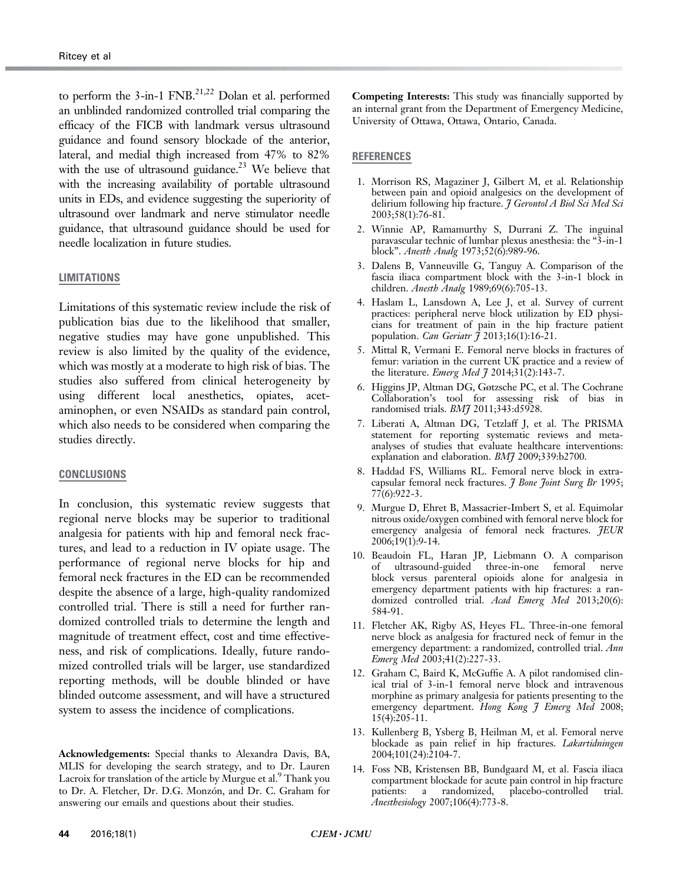to perform the 3-in-1 FNB.[21,22] Dolan et al. performed an unblinded randomized controlled trial comparing the efficacy of the FICB with landmark versus ultrasound guidance and found sensory blockade of the anterior, lateral, and medial thigh increased from 47% to 82% with the use of ultrasound guidance.[23] We believe that with the increasing availability of portable ultrasound units in EDs, and evidence suggesting the superiority of ultrasound over landmark and nerve stimulator needle guidance, that ultrasound guidance should be used for needle localization in future studies.

## LIMITATIONS

Limitations of this systematic review include the risk of publication bias due to the likelihood that smaller, negative studies may have gone unpublished. This review is also limited by the quality of the evidence, which was mostly at a moderate to high risk of bias. The studies also suffered from clinical heterogeneity by using different local anesthetics, opiates, acetaminophen, or even NSAIDs as standard pain control, which also needs to be considered when comparing the studies directly.

## CONCLUSIONS

In conclusion, this systematic review suggests that regional nerve blocks may be superior to traditional analgesia for patients with hip and femoral neck fractures, and lead to a reduction in IV opiate usage. The performance of regional nerve blocks for hip and femoral neck fractures in the ED can be recommended despite the absence of a large, high-quality randomized controlled trial. There is still a need for further randomized controlled trials to determine the length and magnitude of treatment effect, cost and time effectiveness, and risk of complications. Ideally, future randomized controlled trials will be larger, use standardized reporting methods, will be double blinded or have blinded outcome assessment, and will have a structured system to assess the incidence of complications.

**Acknowledgements:** Special thanks to Alexandra Davis, BA, MLIS for developing the search strategy, and to Dr. Lauren Lacroix for translation of the article by Murgue et al.[9] Thank you to Dr. A. Fletcher, Dr. D.G. Monzón, and Dr. C. Graham for answering our emails and questions about their studies.

**Competing Interests:** This study was financially supported by an internal grant from the Department of Emergency Medicine, University of Ottawa, Ottawa, Ontario, Canada.

## REFERENCES

1. Morrison RS, Magaziner J, Gilbert M, et al. Relationship between pain and opioid analgesics on the development of delirium following hip fracture. *J Gerontol A Biol Sci Med Sci* 2003;58(1):76-81.
2. Winnie AP, Ramamurthy S, Durrani Z. The inguinal paravascular technic of lumbar plexus anesthesia: the "3-in-1 block". *Anesth Analg* 1973;52(6):989-96.
3. Dalens B, Vanneuville G, Tanguy A. Comparison of the fascia iliaca compartment block with the 3-in-1 block in children. *Anesth Analg* 1989;69(6):705-13.
4. Haslam L, Lansdown A, Lee J, et al. Survey of current practices: peripheral nerve block utilization by ED physicians for treatment of pain in the hip fracture patient population. *Can Geriatr J* 2013;16(1):16-21.
5. Mittal R, Vermani E. Femoral nerve blocks in fractures of femur: variation in the current UK practice and a review of the literature. *Emerg Med J* 2014;31(2):143-7.
6. Higgins JP, Altman DG, Gøtzsche PC, et al. The Cochrane Collaboration's tool for assessing risk of bias in randomised trials. *BMJ* 2011;343:d5928.
7. Liberati A, Altman DG, Tetzlaff J, et al. The PRISMA statement for reporting systematic reviews and meta-analyses of studies that evaluate healthcare interventions: explanation and elaboration. *BMJ* 2009;339:b2700.
8. Haddad FS, Williams RL. Femoral nerve block in extracapsular femoral neck fractures. *J Bone Joint Surg Br* 1995;77(6):922-3.
9. Murgue D, Ehret B, Massacrier-Imbert S, et al. Equimolar nitrous oxide/oxygen combined with femoral nerve block for emergency analgesia of femoral neck fractures. *JEUR* 2006;19(1):9-14.
10. Beaudoin FL, Haran JP, Liebmann O. A comparison of ultrasound-guided three-in-one femoral nerve block versus parenteral opioids alone for analgesia in emergency department patients with hip fractures: a randomized controlled trial. *Acad Emerg Med* 2013;20(6):584-91.
11. Fletcher AK, Rigby AS, Heyes FL. Three-in-one femoral nerve block as analgesia for fractured neck of femur in the emergency department: a randomized, controlled trial. *Ann Emerg Med* 2003;41(2):227-33.
12. Graham C, Baird K, McGuffie A. A pilot randomised clinical trial of 3-in-1 femoral nerve block and intravenous morphine as primary analgesia for patients presenting to the emergency department. *Hong Kong J Emerg Med* 2008;15(4):205-11.
13. Kullenberg B, Ysberg B, Heilman M, et al. Femoral nerve blockade as pain relief in hip fractures. *Lakartidningen* 2004;101(24):2104-7.
14. Foss NB, Kristensen BB, Bundgaard M, et al. Fascia iliaca compartment blockade for acute pain control in hip fracture patients: a randomized, placebo-controlled trial. *Anesthesiology* 2007;106(4):773-8.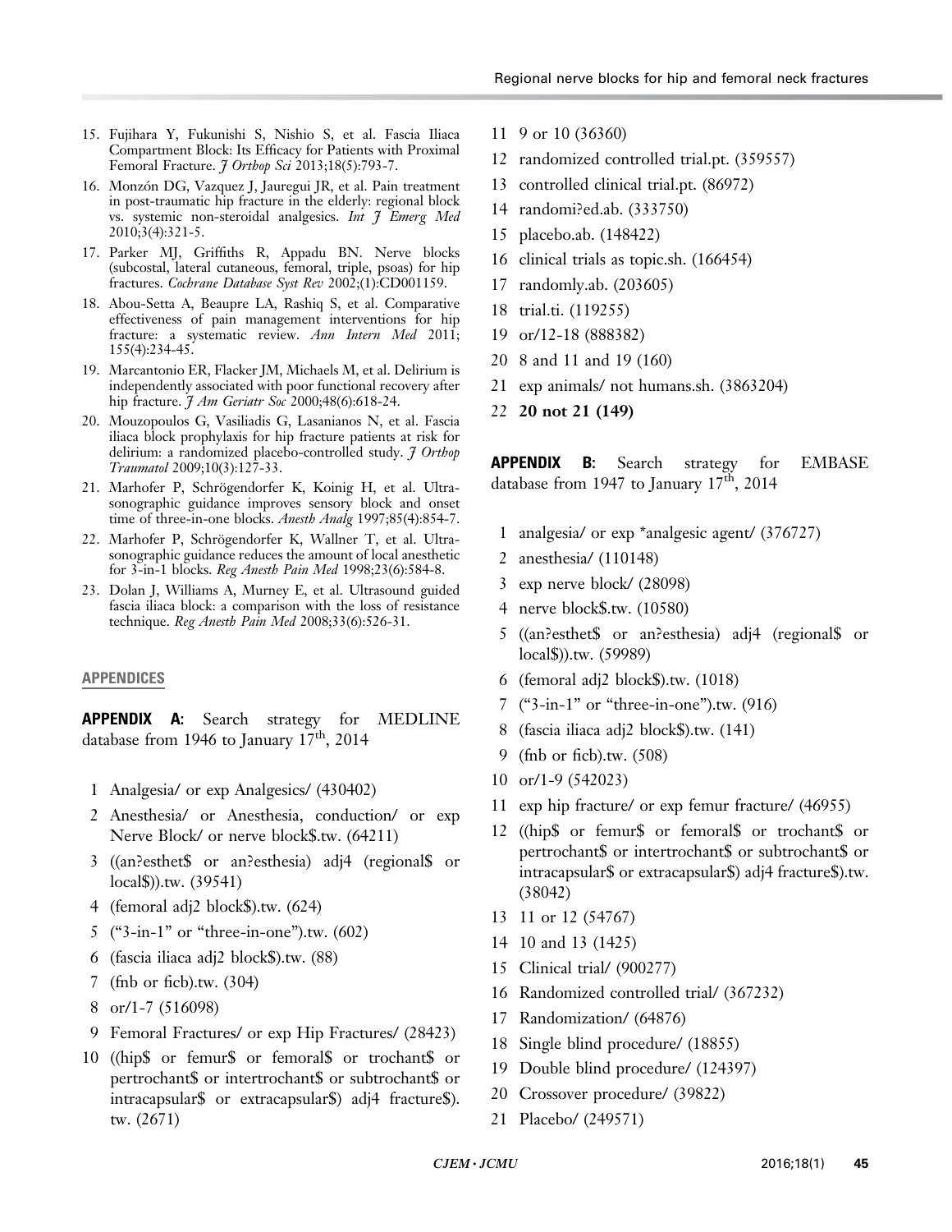15. Fujihara Y, Fukunishi S, Nishio S, et al. Fascia Iliaca Compartment Block: Its Efficacy for Patients with Proximal Femoral Fracture. *J Orthop Sci* 2013;18(5):793-7.
16. Monzón DG, Vazquez J, Jauregui JR, et al. Pain treatment in post-traumatic hip fracture in the elderly: regional block vs. systemic non-steroidal analgesics. *Int J Emerg Med* 2010;3(4):321-5.
17. Parker MJ, Griffiths R, Appadu BN. Nerve blocks (subcostal, lateral cutaneous, femoral, triple, psoas) for hip fractures. *Cochrane Database Syst Rev* 2002;(1):CD001159.
18. Abou-Setta A, Beaupre LA, Rashiq S, et al. Comparative effectiveness of pain management interventions for hip fracture: a systematic review. *Ann Intern Med* 2011; 155(4):234-45.
19. Marcantonio ER, Flacker JM, Michaels M, et al. Delirium is independently associated with poor functional recovery after hip fracture. *J Am Geriatr Soc* 2000;48(6):618-24.
20. Mouzopoulos G, Vasiliadis G, Lasanianos N, et al. Fascia iliaca block prophylaxis for hip fracture patients at risk for delirium: a randomized placebo-controlled study. *J Orthop Traumatol* 2009;10(3):127-33.
21. Marhofer P, Schrögendorfer K, Koinig H, et al. Ultrasonographic guidance improves sensory block and onset time of three-in-one blocks. *Anesth Analg* 1997;85(4):854-7.
22. Marhofer P, Schrögendorfer K, Wallner T, et al. Ultrasonographic guidance reduces the amount of local anesthetic for 3-in-1 blocks. *Reg Anesth Pain Med* 1998;23(6):584-8.
23. Dolan J, Williams A, Murney E, et al. Ultrasound guided fascia iliaca block: a comparison with the loss of resistance technique. *Reg Anesth Pain Med* 2008;33(6):526-31.

## APPENDICES

**APPENDIX A:** Search strategy for MEDLINE database from 1946 to January 17th, 2014

1 Analgesia/ or exp Analgesics/ (430402)
2 Anesthesia/ or Anesthesia, conduction/ or exp Nerve Block/ or nerve block$.tw. (64211)
3 ((an?esthet$ or an?esthesia) adj4 (regional$ or local$)).tw. (39541)
4 (femoral adj2 block$).tw. (624)
5 ("3-in-1" or "three-in-one").tw. (602)
6 (fascia iliaca adj2 block$).tw. (88)
7 (fnb or ficb).tw. (304)
8 or/1-7 (516098)
9 Femoral Fractures/ or exp Hip Fractures/ (28423)
10 ((hip$ or femur$ or femoral$ or trochant$ or pertrochant$ or intertrochant$ or subtrochant$ or intracapsular$ or extracapsular$) adj4 fracture$).tw. (2671)
11 9 or 10 (36360)
12 randomized controlled trial.pt. (359557)
13 controlled clinical trial.pt. (86972)
14 randomi?ed.ab. (333750)
15 placebo.ab. (148422)
16 clinical trials as topic.sh. (166454)
17 randomly.ab. (203605)
18 trial.ti. (119255)
19 or/12-18 (888382)
20 8 and 11 and 19 (160)
21 exp animals/ not humans.sh. (3863204)
22 **20 not 21 (149)**

**APPENDIX B:** Search strategy for EMBASE database from 1947 to January 17th, 2014

1 analgesia/ or exp *analgesic agent/ (376727)
2 anesthesia/ (110148)
3 exp nerve block/ (28098)
4 nerve block$.tw. (10580)
5 ((an?esthet$ or an?esthesia) adj4 (regional$ or local$)).tw. (59989)
6 (femoral adj2 block$).tw. (1018)
7 ("3-in-1" or "three-in-one").tw. (916)
8 (fascia iliaca adj2 block$).tw. (141)
9 (fnb or ficb).tw. (508)
10 or/1-9 (542023)
11 exp hip fracture/ or exp femur fracture/ (46955)
12 ((hip$ or femur$ or femoral$ or trochant$ or pertrochant$ or intertrochant$ or subtrochant$ or intracapsular$ or extracapsular$) adj4 fracture$).tw. (38042)
13 11 or 12 (54767)
14 10 and 13 (1425)
15 Clinical trial/ (900277)
16 Randomized controlled trial/ (367232)
17 Randomization/ (64876)
18 Single blind procedure/ (18855)
19 Double blind procedure/ (124397)
20 Crossover procedure/ (39822)
21 Placebo/ (249571)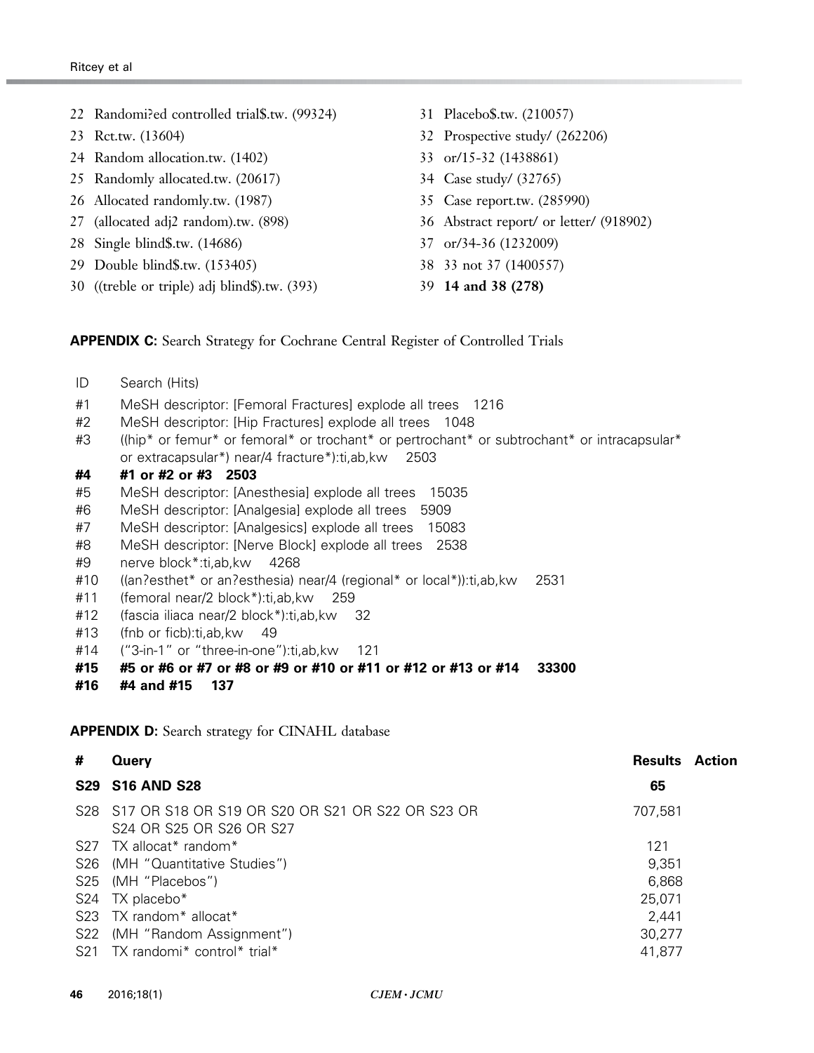22 Randomi?ed controlled trial$.tw. (99324)
23 Rct.tw. (13604)
24 Random allocation.tw. (1402)
25 Randomly allocated.tw. (20617)
26 Allocated randomly.tw. (1987)
27 (allocated adj2 random).tw. (898)
28 Single blind$.tw. (14686)
29 Double blind$.tw. (153405)
30 ((treble or triple) adj blind$).tw. (393)
31 Placebo$.tw. (210057)
32 Prospective study/ (262206)
33 or/15-32 (1438861)
34 Case study/ (32765)
35 Case report.tw. (285990)
36 Abstract report/ or letter/ (918902)
37 or/34-36 (1232009)
38 33 not 37 (1400557)
39 **14 and 38 (278)**

**APPENDIX C:** Search Strategy for Cochrane Central Register of Controlled Trials

| ID | Search (Hits) |
|---|---|
| #1 | MeSH descriptor: [Femoral Fractures] explode all trees 1216 |
| #2 | MeSH descriptor: [Hip Fractures] explode all trees 1048 |
| #3 | ((hip* or femur* or femoral* or trochant* or pertrochant* or subtrochant* or intracapsular* or extracapsular*) near/4 fracture*):ti,ab,kw 2503 |
| **#4** | **#1 or #2 or #3 2503** |
| #5 | MeSH descriptor: [Anesthesia] explode all trees 15035 |
| #6 | MeSH descriptor: [Analgesia] explode all trees 5909 |
| #7 | MeSH descriptor: [Analgesics] explode all trees 15083 |
| #8 | MeSH descriptor: [Nerve Block] explode all trees 2538 |
| #9 | nerve block*:ti,ab,kw 4268 |
| #10 | ((an?esthet* or an?esthesia) near/4 (regional* or local*)):ti,ab,kw 2531 |
| #11 | (femoral near/2 block*):ti,ab,kw 259 |
| #12 | (fascia iliaca near/2 block*):ti,ab,kw 32 |
| #13 | (fnb or ficb):ti,ab,kw 49 |
| #14 | ("3-in-1" or "three-in-one"):ti,ab,kw 121 |
| **#15** | **#5 or #6 or #7 or #8 or #9 or #10 or #11 or #12 or #13 or #14 33300** |
| **#16** | **#4 and #15 137** |

**APPENDIX D:** Search strategy for CINAHL database

| # | Query | Results | Action |
|---|---|---|---|
| **S29** | **S16 AND S28** | **65** | |
| S28 | S17 OR S18 OR S19 OR S20 OR S21 OR S22 OR S23 OR S24 OR S25 OR S26 OR S27 | 707,581 | |
| S27 | TX allocat* random* | 121 | |
| S26 | (MH "Quantitative Studies") | 9,351 | |
| S25 | (MH "Placebos") | 6,868 | |
| S24 | TX placebo* | 25,071 | |
| S23 | TX random* allocat* | 2,441 | |
| S22 | (MH "Random Assignment") | 30,277 | |
| S21 | TX randomi* control* trial* | 41,877 | |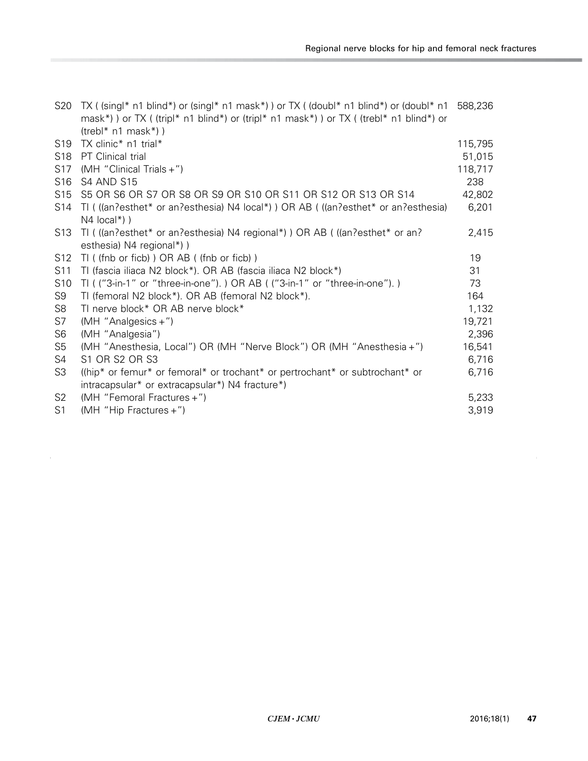| | | |
|---|---|---|
| S20 | TX ( (singl* n1 blind*) or (singl* n1 mask*) ) or TX ( (doubl* n1 blind*) or (doubl* n1 mask*) ) or TX ( (tripl* n1 blind*) or (tripl* n1 mask*) ) or TX ( (trebl* n1 blind*) or (trebl* n1 mask*) ) | 588,236 |
| S19 | TX clinic* n1 trial* | 115,795 |
| S18 | PT Clinical trial | 51,015 |
| S17 | (MH "Clinical Trials+") | 118,717 |
| S16 | S4 AND S15 | 238 |
| S15 | S5 OR S6 OR S7 OR S8 OR S9 OR S10 OR S11 OR S12 OR S13 OR S14 | 42,802 |
| S14 | TI ( ((an?esthet* or an?esthesia) N4 local*) ) OR AB ( ((an?esthet* or an?esthesia) N4 local*) ) | 6,201 |
| S13 | TI ( ((an?esthet* or an?esthesia) N4 regional*) ) OR AB ( ((an?esthet* or an?esthesia) N4 regional*) ) | 2,415 |
| S12 | TI ( (fnb or ficb) ) OR AB ( (fnb or ficb) ) | 19 |
| S11 | TI (fascia iliaca N2 block*). OR AB (fascia iliaca N2 block*) | 31 |
| S10 | TI ( ("3-in-1" or "three-in-one"). ) OR AB ( ("3-in-1" or "three-in-one"). ) | 73 |
| S9 | TI (femoral N2 block*). OR AB (femoral N2 block*). | 164 |
| S8 | TI nerve block* OR AB nerve block* | 1,132 |
| S7 | (MH "Analgesics+") | 19,721 |
| S6 | (MH "Analgesia") | 2,396 |
| S5 | (MH "Anesthesia, Local") OR (MH "Nerve Block") OR (MH "Anesthesia+") | 16,541 |
| S4 | S1 OR S2 OR S3 | 6,716 |
| S3 | ((hip* or femur* or femoral* or trochant* or pertrochant* or subtrochant* or intracapsular* or extracapsular*) N4 fracture*) | 6,716 |
| S2 | (MH "Femoral Fractures+") | 5,233 |
| S1 | (MH "Hip Fractures+") | 3,919 |